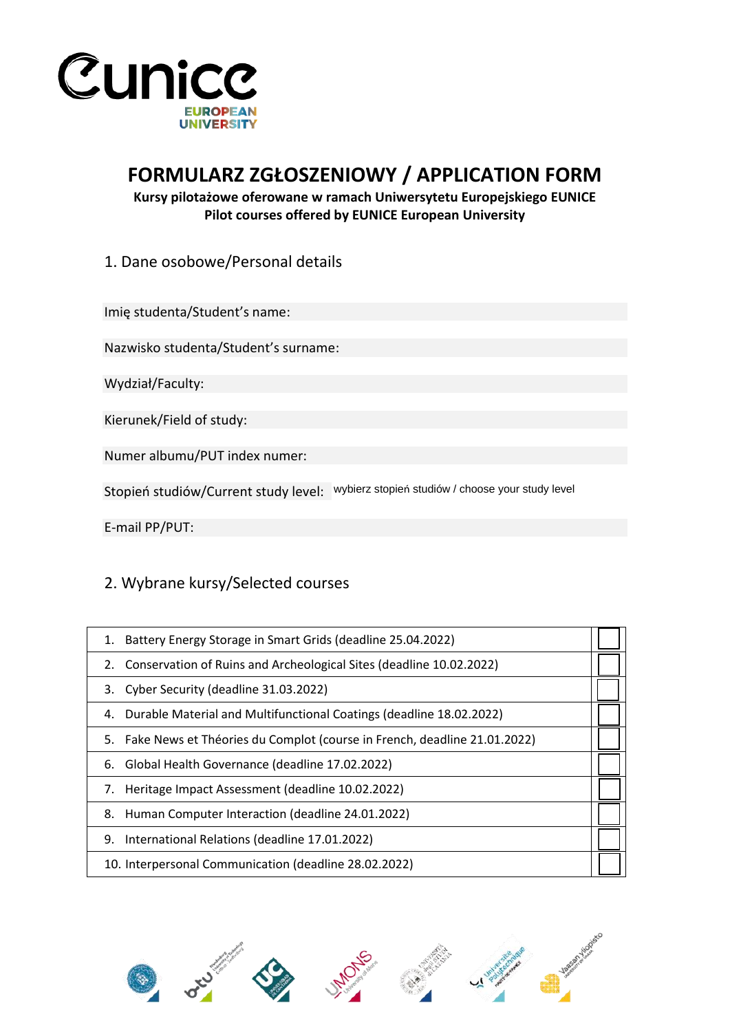# FORMULARZ ZGŁOSZENIOWY / APPLICATION FORM

**Kursy pilotażowe oferowane w ramach Uniwersytetu Europejskiego EUNICE**
**Pilot courses offered by EUNICE European University**

## 1. Dane osobowe/Personal details

Imię studenta/Student's name:

Nazwisko studenta/Student's surname:

Wydział/Faculty:

Kierunek/Field of study:

Numer albumu/PUT index numer:

Stopień studiów/Current study level: wybierz stopień studiów / choose your study level

E-mail PP/PUT:

## 2. Wybrane kursy/Selected courses

| Course | |
|---|---|
| 1. Battery Energy Storage in Smart Grids (deadline 25.04.2022) | ☐ |
| 2. Conservation of Ruins and Archeological Sites (deadline 10.02.2022) | ☐ |
| 3. Cyber Security (deadline 31.03.2022) | ☐ |
| 4. Durable Material and Multifunctional Coatings (deadline 18.02.2022) | ☐ |
| 5. Fake News et Théories du Complot (course in French, deadline 21.01.2022) | ☐ |
| 6. Global Health Governance (deadline 17.02.2022) | ☐ |
| 7. Heritage Impact Assessment (deadline 10.02.2022) | ☐ |
| 8. Human Computer Interaction (deadline 24.01.2022) | ☐ |
| 9. International Relations (deadline 17.01.2022) | ☐ |
| 10. Interpersonal Communication (deadline 28.02.2022) | ☐ |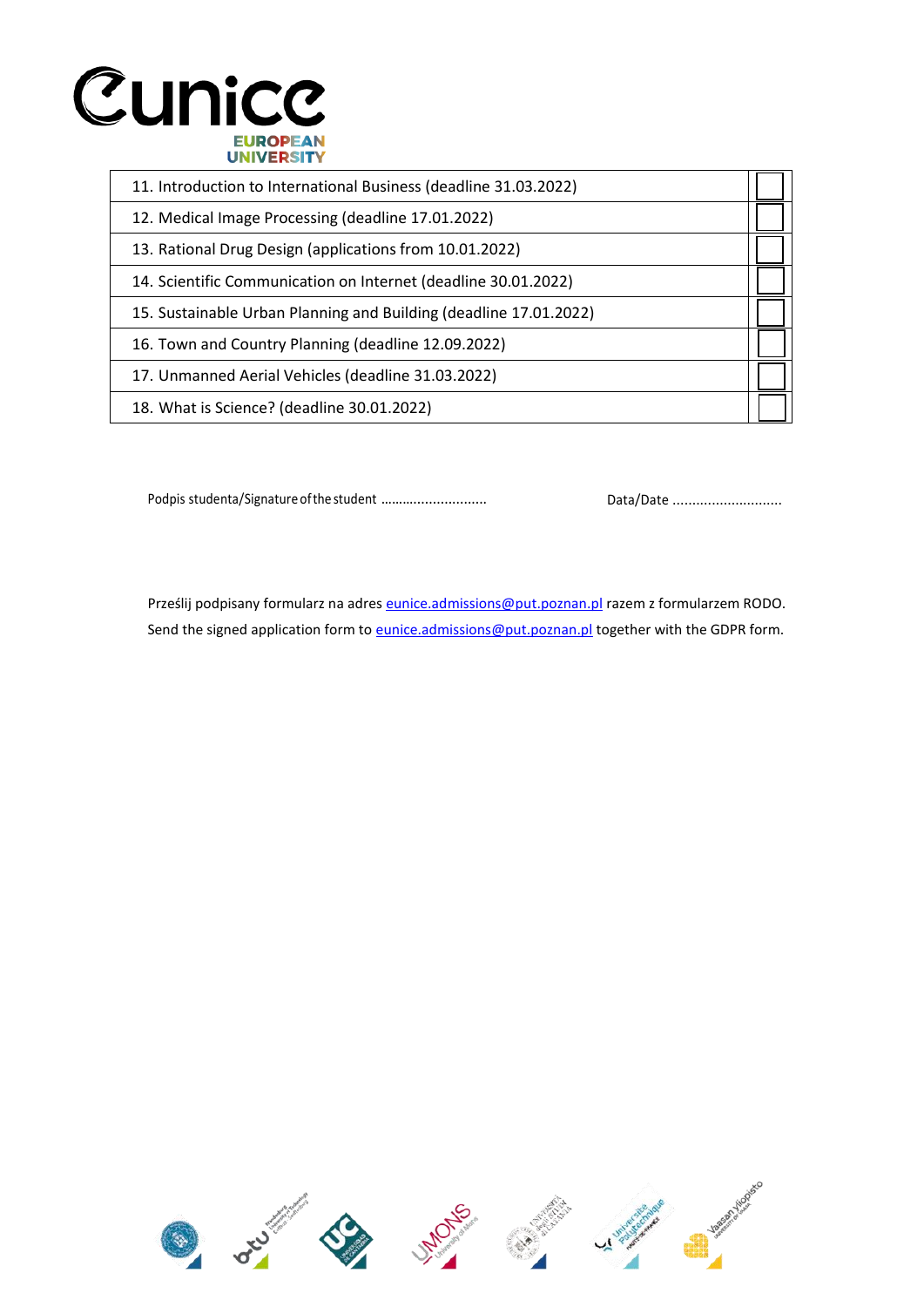| | |
|---|---|
| 11. Introduction to International Business (deadline 31.03.2022) | ☐ |
| 12. Medical Image Processing (deadline 17.01.2022) | ☐ |
| 13. Rational Drug Design (applications from 10.01.2022) | ☐ |
| 14. Scientific Communication on Internet (deadline 30.01.2022) | ☐ |
| 15. Sustainable Urban Planning and Building (deadline 17.01.2022) | ☐ |
| 16. Town and Country Planning (deadline 12.09.2022) | ☐ |
| 17. Unmanned Aerial Vehicles (deadline 31.03.2022) | ☐ |
| 18. What is Science? (deadline 30.01.2022) | ☐ |

Podpis studenta/Signature of the student ............................ Data/Date ............................

Prześlij podpisany formularz na adres eunice.admissions@put.poznan.pl razem z formularzem RODO.

Send the signed application form to eunice.admissions@put.poznan.pl together with the GDPR form.